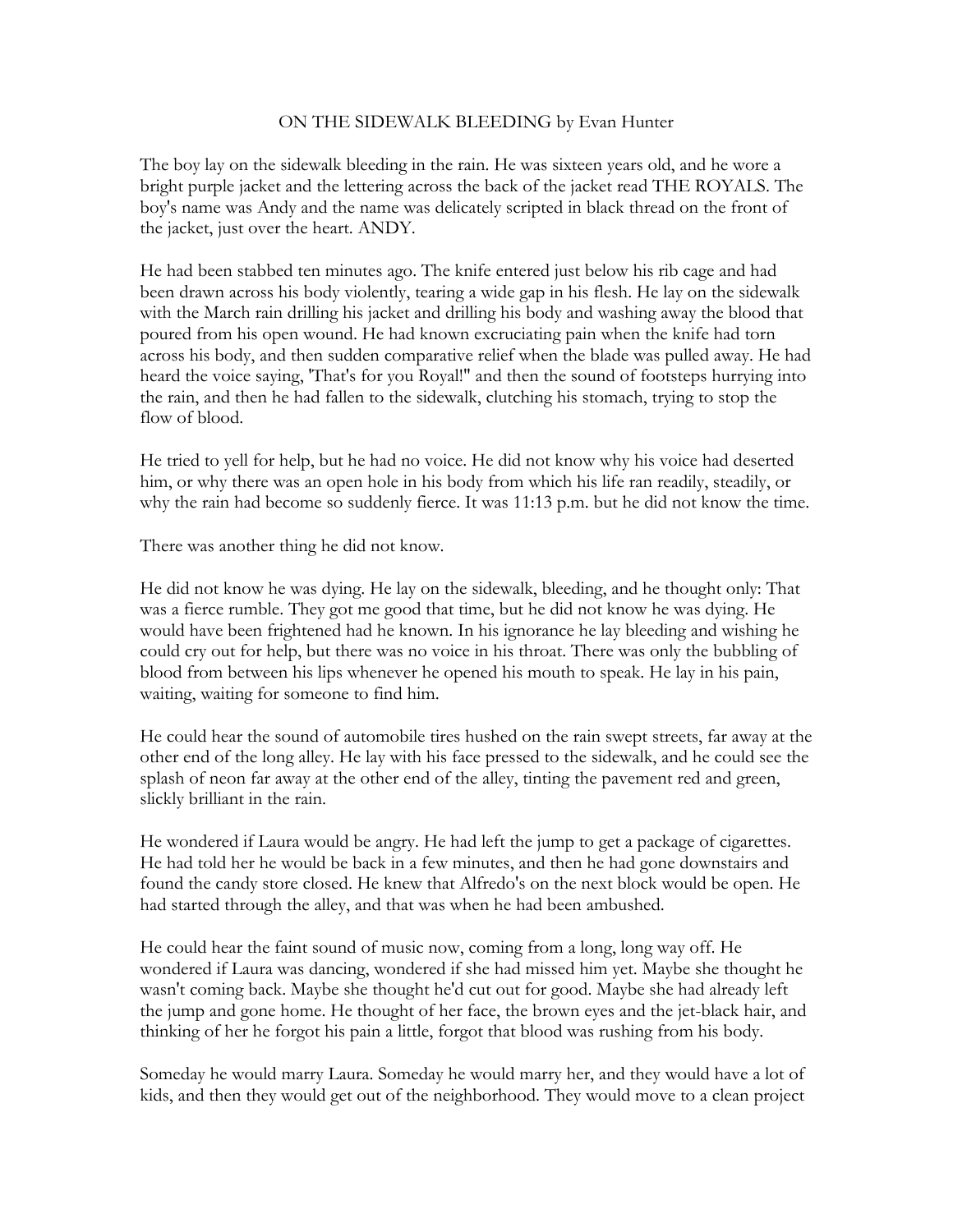# ON THE SIDEWALK BLEEDING by Evan Hunter

The boy lay on the sidewalk bleeding in the rain. He was sixteen years old, and he wore a bright purple jacket and the lettering across the back of the jacket read THE ROYALS. The boy's name was Andy and the name was delicately scripted in black thread on the front of the jacket, just over the heart. ANDY.

He had been stabbed ten minutes ago. The knife entered just below his rib cage and had been drawn across his body violently, tearing a wide gap in his flesh. He lay on the sidewalk with the March rain drilling his jacket and drilling his body and washing away the blood that poured from his open wound. He had known excruciating pain when the knife had torn across his body, and then sudden comparative relief when the blade was pulled away. He had heard the voice saying, 'That's for you Royal!" and then the sound of footsteps hurrying into the rain, and then he had fallen to the sidewalk, clutching his stomach, trying to stop the flow of blood.

He tried to yell for help, but he had no voice. He did not know why his voice had deserted him, or why there was an open hole in his body from which his life ran readily, steadily, or why the rain had become so suddenly fierce. It was 11:13 p.m. but he did not know the time.

There was another thing he did not know.

He did not know he was dying. He lay on the sidewalk, bleeding, and he thought only: That was a fierce rumble. They got me good that time, but he did not know he was dying. He would have been frightened had he known. In his ignorance he lay bleeding and wishing he could cry out for help, but there was no voice in his throat. There was only the bubbling of blood from between his lips whenever he opened his mouth to speak. He lay in his pain, waiting, waiting for someone to find him.

He could hear the sound of automobile tires hushed on the rain swept streets, far away at the other end of the long alley. He lay with his face pressed to the sidewalk, and he could see the splash of neon far away at the other end of the alley, tinting the pavement red and green, slickly brilliant in the rain.

He wondered if Laura would be angry. He had left the jump to get a package of cigarettes. He had told her he would be back in a few minutes, and then he had gone downstairs and found the candy store closed. He knew that Alfredo's on the next block would be open. He had started through the alley, and that was when he had been ambushed.

He could hear the faint sound of music now, coming from a long, long way off. He wondered if Laura was dancing, wondered if she had missed him yet. Maybe she thought he wasn't coming back. Maybe she thought he'd cut out for good. Maybe she had already left the jump and gone home. He thought of her face, the brown eyes and the jet-black hair, and thinking of her he forgot his pain a little, forgot that blood was rushing from his body.

Someday he would marry Laura. Someday he would marry her, and they would have a lot of kids, and then they would get out of the neighborhood. They would move to a clean project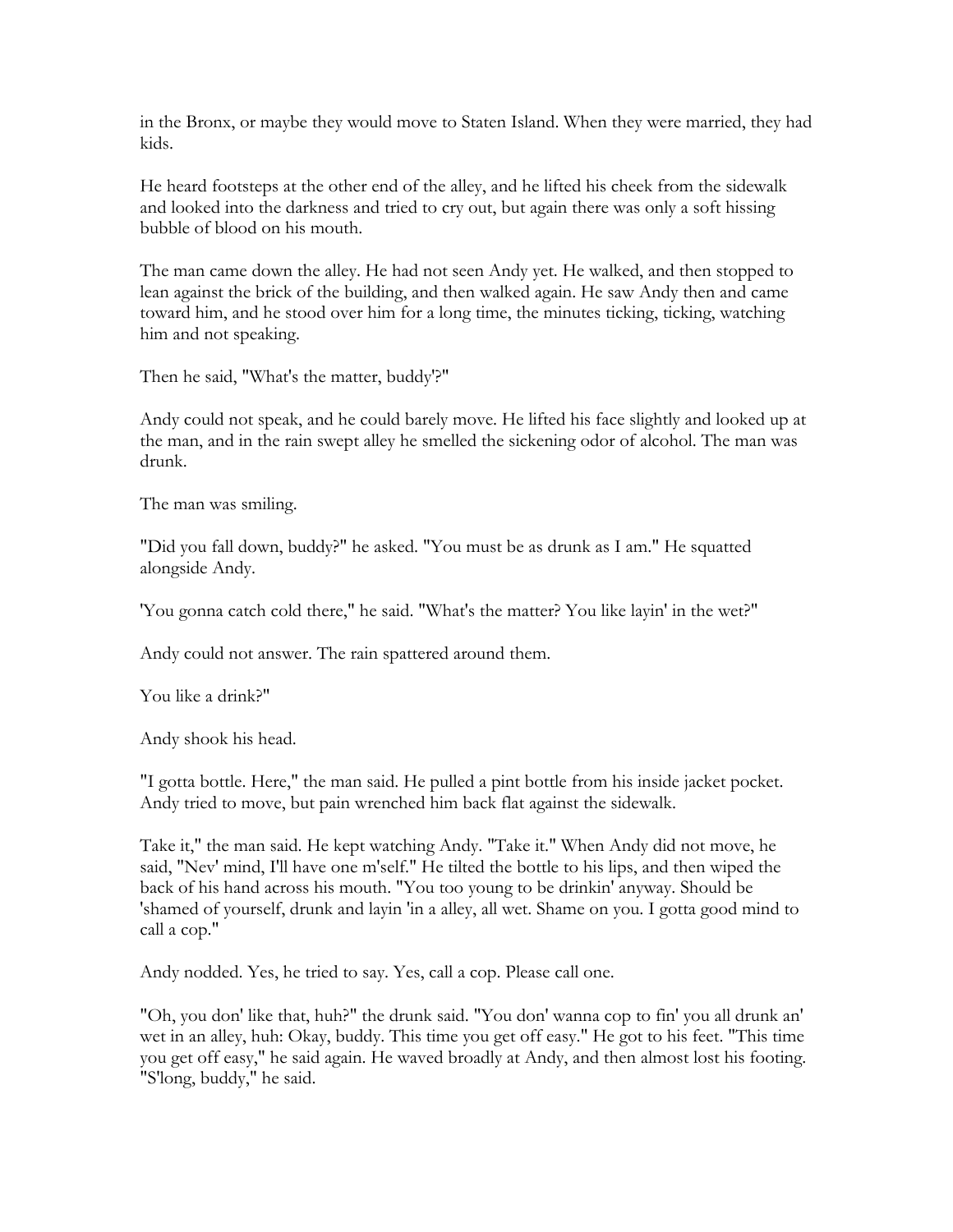in the Bronx, or maybe they would move to Staten Island. When they were married, they had kids.

He heard footsteps at the other end of the alley, and he lifted his cheek from the sidewalk and looked into the darkness and tried to cry out, but again there was only a soft hissing bubble of blood on his mouth.

The man came down the alley. He had not seen Andy yet. He walked, and then stopped to lean against the brick of the building, and then walked again. He saw Andy then and came toward him, and he stood over him for a long time, the minutes ticking, ticking, watching him and not speaking.

Then he said, "What's the matter, buddy'?"

Andy could not speak, and he could barely move. He lifted his face slightly and looked up at the man, and in the rain swept alley he smelled the sickening odor of alcohol. The man was drunk.

The man was smiling.

"Did you fall down, buddy?" he asked. "You must be as drunk as I am." He squatted alongside Andy.

'You gonna catch cold there," he said. "What's the matter? You like layin' in the wet?"

Andy could not answer. The rain spattered around them.

You like a drink?"

Andy shook his head.

"I gotta bottle. Here," the man said. He pulled a pint bottle from his inside jacket pocket. Andy tried to move, but pain wrenched him back flat against the sidewalk.

Take it," the man said. He kept watching Andy. "Take it." When Andy did not move, he said, "Nev' mind, I'll have one m'self." He tilted the bottle to his lips, and then wiped the back of his hand across his mouth. "You too young to be drinkin' anyway. Should be 'shamed of yourself, drunk and layin 'in a alley, all wet. Shame on you. I gotta good mind to call a cop."

Andy nodded. Yes, he tried to say. Yes, call a cop. Please call one.

"Oh, you don' like that, huh?" the drunk said. "You don' wanna cop to fin' you all drunk an' wet in an alley, huh: Okay, buddy. This time you get off easy." He got to his feet. "This time you get off easy," he said again. He waved broadly at Andy, and then almost lost his footing. "S'long, buddy," he said.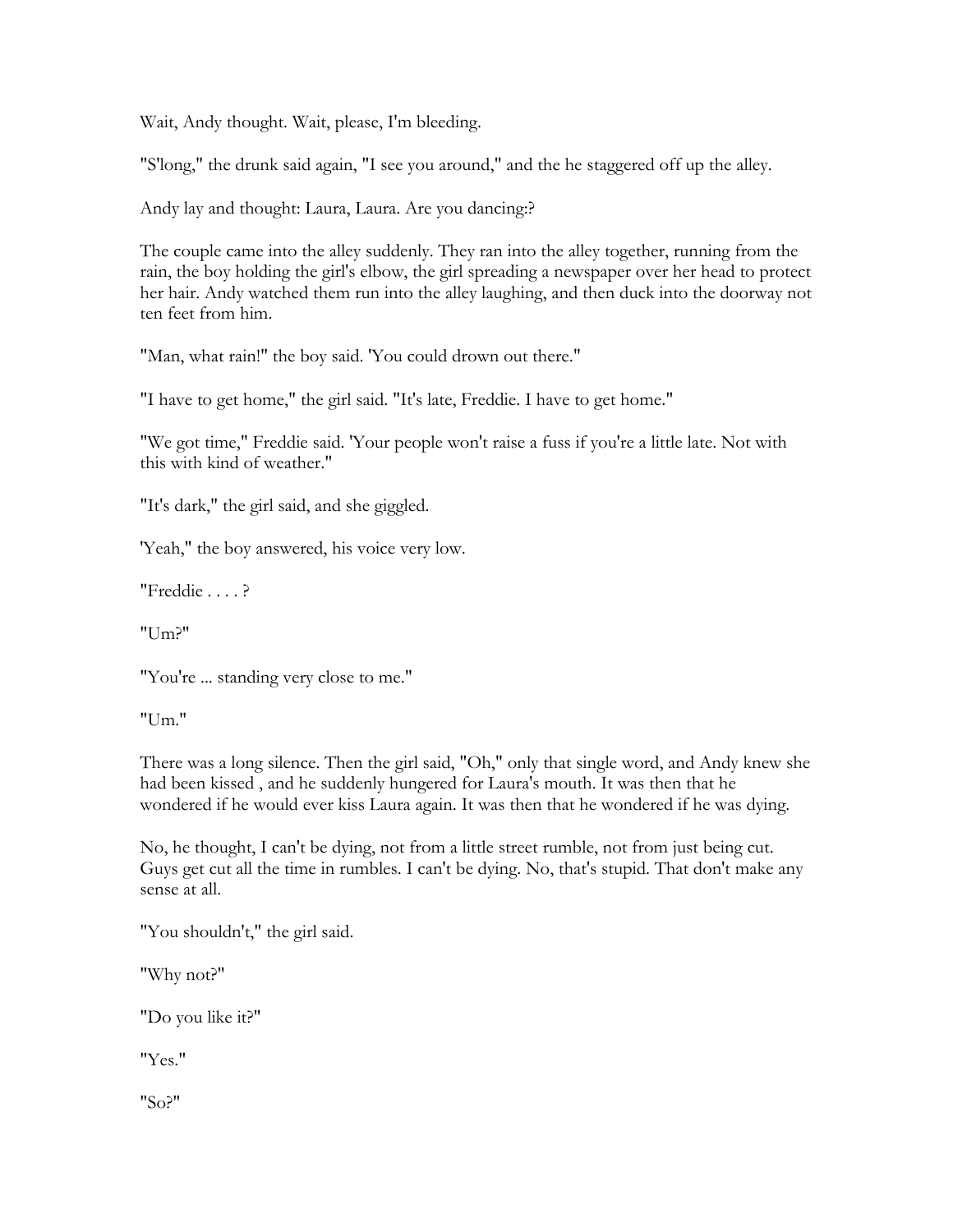Wait, Andy thought. Wait, please, I'm bleeding.

"S'long," the drunk said again, "I see you around," and the he staggered off up the alley.

Andy lay and thought: Laura, Laura. Are you dancing:?

The couple came into the alley suddenly. They ran into the alley together, running from the rain, the boy holding the girl's elbow, the girl spreading a newspaper over her head to protect her hair. Andy watched them run into the alley laughing, and then duck into the doorway not ten feet from him.

"Man, what rain!" the boy said. 'You could drown out there."

"I have to get home," the girl said. "It's late, Freddie. I have to get home."

"We got time," Freddie said. 'Your people won't raise a fuss if you're a little late. Not with this with kind of weather."

"It's dark," the girl said, and she giggled.

'Yeah," the boy answered, his voice very low.

"Freddie . . . . ?

"Um?"

"You're ... standing very close to me."

"Um."

There was a long silence. Then the girl said, "Oh," only that single word, and Andy knew she had been kissed , and he suddenly hungered for Laura's mouth. It was then that he wondered if he would ever kiss Laura again. It was then that he wondered if he was dying.

No, he thought, I can't be dying, not from a little street rumble, not from just being cut. Guys get cut all the time in rumbles. I can't be dying. No, that's stupid. That don't make any sense at all.

"You shouldn't," the girl said.

"Why not?"

"Do you like it?"

"Yes."

"So?"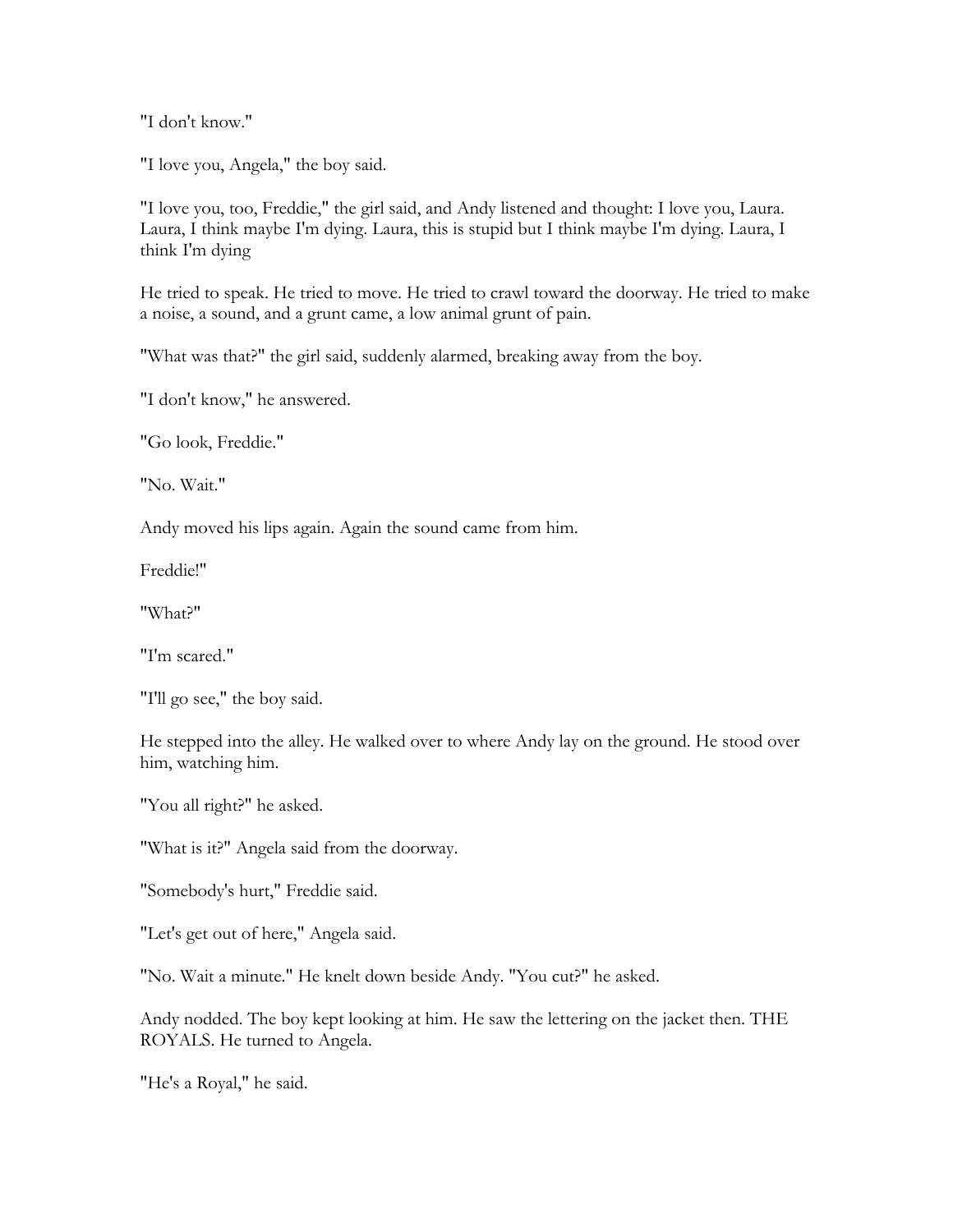"I don't know."

"I love you, Angela," the boy said.

"I love you, too, Freddie," the girl said, and Andy listened and thought: I love you, Laura. Laura, I think maybe I'm dying. Laura, this is stupid but I think maybe I'm dying. Laura, I think I'm dying

He tried to speak. He tried to move. He tried to crawl toward the doorway. He tried to make a noise, a sound, and a grunt came, a low animal grunt of pain.

"What was that?" the girl said, suddenly alarmed, breaking away from the boy.

"I don't know," he answered.

"Go look, Freddie."

"No. Wait."

Andy moved his lips again. Again the sound came from him.

Freddie!"

"What?"

"I'm scared."

"I'll go see," the boy said.

He stepped into the alley. He walked over to where Andy lay on the ground. He stood over him, watching him.

"You all right?" he asked.

"What is it?" Angela said from the doorway.

"Somebody's hurt," Freddie said.

"Let's get out of here," Angela said.

"No. Wait a minute." He knelt down beside Andy. "You cut?" he asked.

Andy nodded. The boy kept looking at him. He saw the lettering on the jacket then. THE ROYALS. He turned to Angela.

"He's a Royal," he said.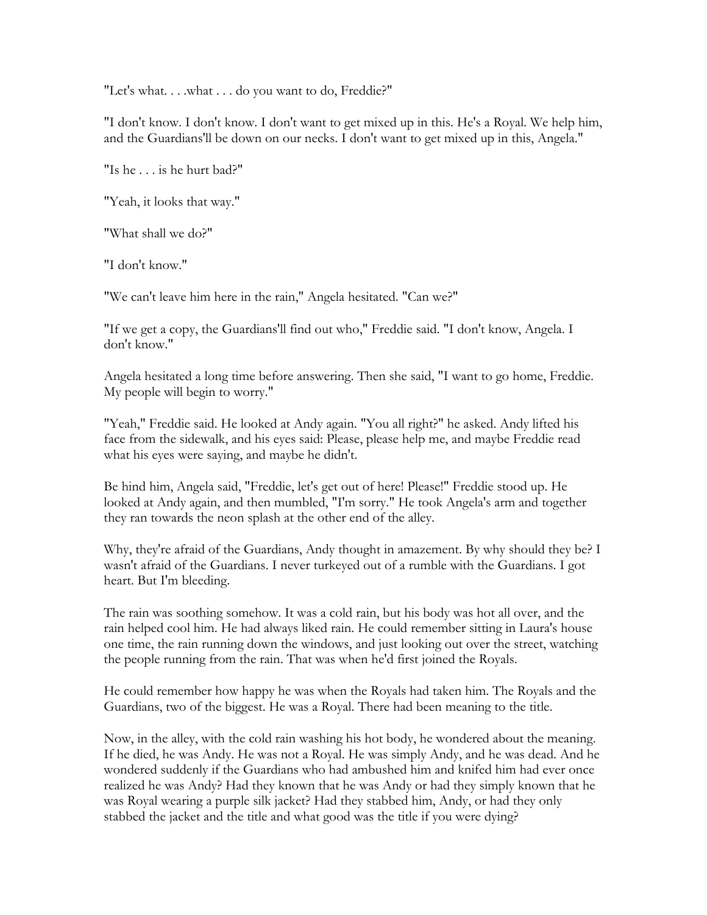"Let's what. . . .what . . . do you want to do, Freddie?"

"I don't know. I don't know. I don't want to get mixed up in this. He's a Royal. We help him, and the Guardians'll be down on our necks. I don't want to get mixed up in this, Angela."

"Is he . . . is he hurt bad?"

"Yeah, it looks that way."

"What shall we do?"

"I don't know."

"We can't leave him here in the rain," Angela hesitated. "Can we?"

"If we get a copy, the Guardians'll find out who," Freddie said. "I don't know, Angela. I don't know."

Angela hesitated a long time before answering. Then she said, "I want to go home, Freddie. My people will begin to worry."

"Yeah," Freddie said. He looked at Andy again. "You all right?" he asked. Andy lifted his face from the sidewalk, and his eyes said: Please, please help me, and maybe Freddie read what his eyes were saying, and maybe he didn't.

Be hind him, Angela said, "Freddie, let's get out of here! Please!" Freddie stood up. He looked at Andy again, and then mumbled, "I'm sorry." He took Angela's arm and together they ran towards the neon splash at the other end of the alley.

Why, they're afraid of the Guardians, Andy thought in amazement. By why should they be? I wasn't afraid of the Guardians. I never turkeyed out of a rumble with the Guardians. I got heart. But I'm bleeding.

The rain was soothing somehow. It was a cold rain, but his body was hot all over, and the rain helped cool him. He had always liked rain. He could remember sitting in Laura's house one time, the rain running down the windows, and just looking out over the street, watching the people running from the rain. That was when he'd first joined the Royals.

He could remember how happy he was when the Royals had taken him. The Royals and the Guardians, two of the biggest. He was a Royal. There had been meaning to the title.

Now, in the alley, with the cold rain washing his hot body, he wondered about the meaning. If he died, he was Andy. He was not a Royal. He was simply Andy, and he was dead. And he wondered suddenly if the Guardians who had ambushed him and knifed him had ever once realized he was Andy? Had they known that he was Andy or had they simply known that he was Royal wearing a purple silk jacket? Had they stabbed him, Andy, or had they only stabbed the jacket and the title and what good was the title if you were dying?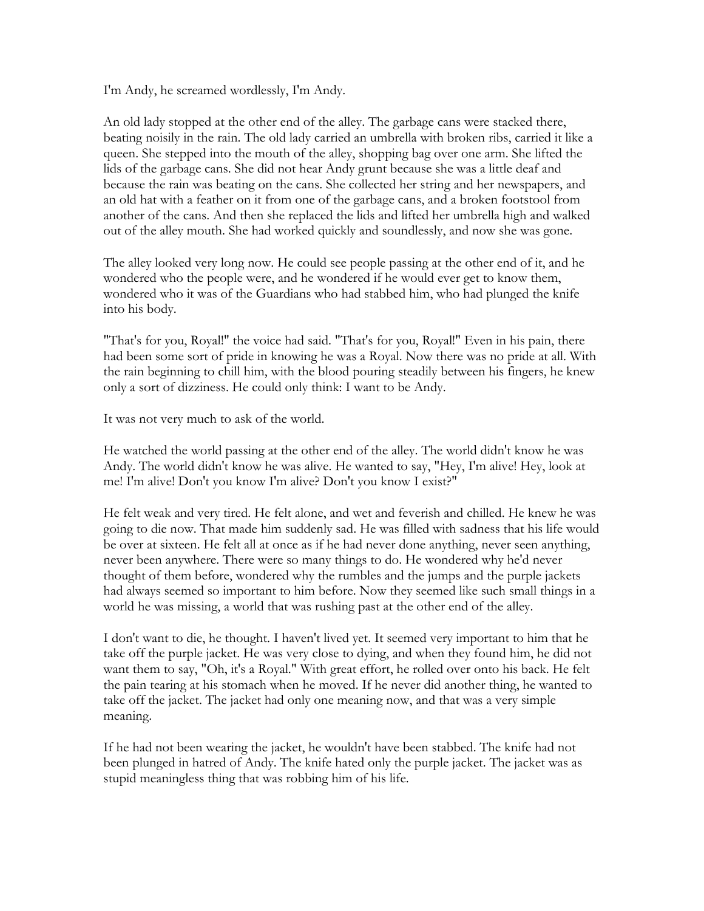I'm Andy, he screamed wordlessly, I'm Andy.

An old lady stopped at the other end of the alley. The garbage cans were stacked there, beating noisily in the rain. The old lady carried an umbrella with broken ribs, carried it like a queen. She stepped into the mouth of the alley, shopping bag over one arm. She lifted the lids of the garbage cans. She did not hear Andy grunt because she was a little deaf and because the rain was beating on the cans. She collected her string and her newspapers, and an old hat with a feather on it from one of the garbage cans, and a broken footstool from another of the cans. And then she replaced the lids and lifted her umbrella high and walked out of the alley mouth. She had worked quickly and soundlessly, and now she was gone.

The alley looked very long now. He could see people passing at the other end of it, and he wondered who the people were, and he wondered if he would ever get to know them, wondered who it was of the Guardians who had stabbed him, who had plunged the knife into his body.

"That's for you, Royal!" the voice had said. "That's for you, Royal!" Even in his pain, there had been some sort of pride in knowing he was a Royal. Now there was no pride at all. With the rain beginning to chill him, with the blood pouring steadily between his fingers, he knew only a sort of dizziness. He could only think: I want to be Andy.

It was not very much to ask of the world.

He watched the world passing at the other end of the alley. The world didn't know he was Andy. The world didn't know he was alive. He wanted to say, "Hey, I'm alive! Hey, look at me! I'm alive! Don't you know I'm alive? Don't you know I exist?"

He felt weak and very tired. He felt alone, and wet and feverish and chilled. He knew he was going to die now. That made him suddenly sad. He was filled with sadness that his life would be over at sixteen. He felt all at once as if he had never done anything, never seen anything, never been anywhere. There were so many things to do. He wondered why he'd never thought of them before, wondered why the rumbles and the jumps and the purple jackets had always seemed so important to him before. Now they seemed like such small things in a world he was missing, a world that was rushing past at the other end of the alley.

I don't want to die, he thought. I haven't lived yet. It seemed very important to him that he take off the purple jacket. He was very close to dying, and when they found him, he did not want them to say, "Oh, it's a Royal." With great effort, he rolled over onto his back. He felt the pain tearing at his stomach when he moved. If he never did another thing, he wanted to take off the jacket. The jacket had only one meaning now, and that was a very simple meaning.

If he had not been wearing the jacket, he wouldn't have been stabbed. The knife had not been plunged in hatred of Andy. The knife hated only the purple jacket. The jacket was as stupid meaningless thing that was robbing him of his life.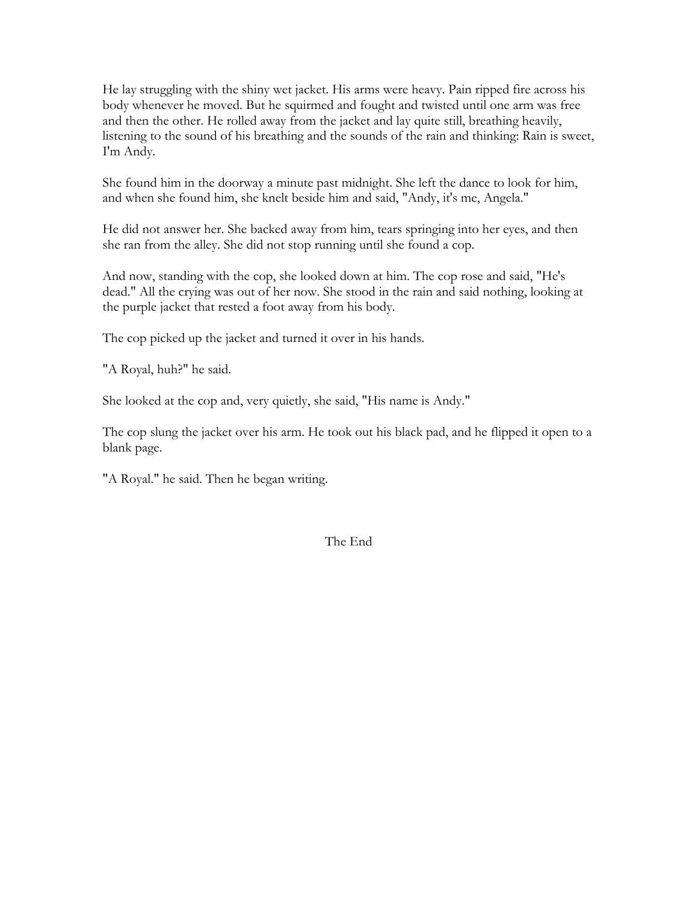He lay struggling with the shiny wet jacket. His arms were heavy. Pain ripped fire across his body whenever he moved. But he squirmed and fought and twisted until one arm was free and then the other. He rolled away from the jacket and lay quite still, breathing heavily, listening to the sound of his breathing and the sounds of the rain and thinking: Rain is sweet, I'm Andy.

She found him in the doorway a minute past midnight. She left the dance to look for him, and when she found him, she knelt beside him and said, "Andy, it's me, Angela."

He did not answer her. She backed away from him, tears springing into her eyes, and then she ran from the alley. She did not stop running until she found a cop.

And now, standing with the cop, she looked down at him. The cop rose and said, "He's dead." All the crying was out of her now. She stood in the rain and said nothing, looking at the purple jacket that rested a foot away from his body.

The cop picked up the jacket and turned it over in his hands.

"A Royal, huh?" he said.

She looked at the cop and, very quietly, she said, "His name is Andy."

The cop slung the jacket over his arm. He took out his black pad, and he flipped it open to a blank page.

"A Royal." he said. Then he began writing.

The End